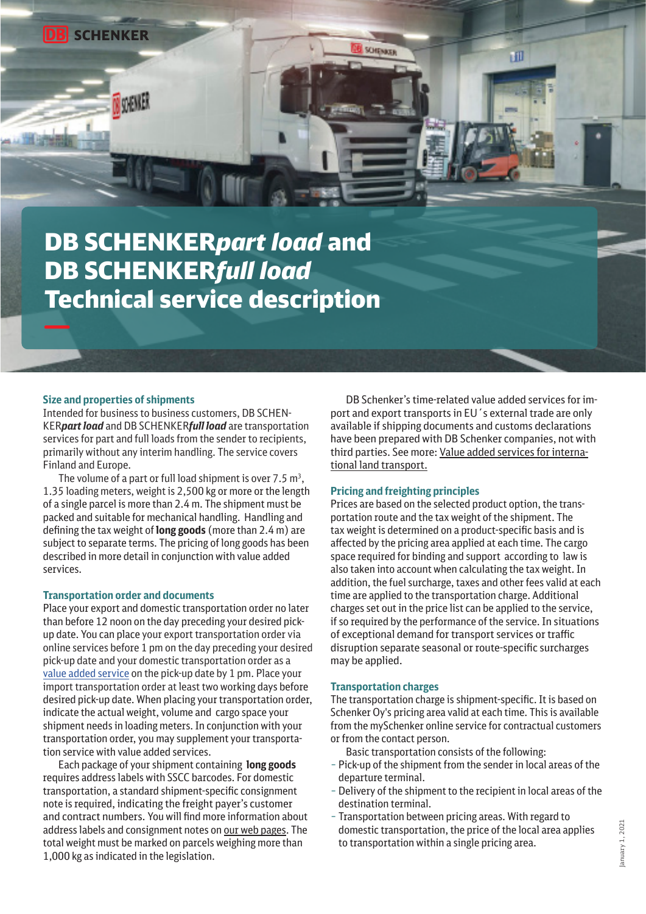# DB SCHENKER*part load* and DB SCHENKER*full load* Technical service description

### Size and properties of shipments

Intended for business to business customers, DB SCHENKER***part load*** and DB SCHENKER***full load*** are transportation services for part and full loads from the sender to recipients, primarily without any interim handling. The service covers Finland and Europe.

The volume of a part or full load shipment is over 7.5 $m^3$, 1.35 loading meters, weight is 2,500 kg or more or the length of a single parcel is more than 2.4 m. The shipment must be packed and suitable for mechanical handling. Handling and defining the tax weight of **long goods** (more than 2.4 m) are subject to separate terms. The pricing of long goods has been described in more detail in conjunction with value added services.

### Transportation order and documents

Place your export and domestic transportation order no later than before 12 noon on the day preceding your desired pick-up date. You can place your export transportation order via online services before 1 pm on the day preceding your desired pick-up date and your domestic transportation order as a value added service on the pick-up date by 1 pm. Place your import transportation order at least two working days before desired pick-up date. When placing your transportation order, indicate the actual weight, volume and cargo space your shipment needs in loading meters. In conjunction with your transportation order, you may supplement your transportation service with value added services.

Each package of your shipment containing **long goods** requires address labels with SSCC barcodes. For domestic transportation, a standard shipment-specific consignment note is required, indicating the freight payer's customer and contract numbers. You will find more information about address labels and consignment notes on our web pages. The total weight must be marked on parcels weighing more than 1,000 kg as indicated in the legislation.

DB Schenker's time-related value added services for import and export transports in EU´s external trade are only available if shipping documents and customs declarations have been prepared with DB Schenker companies, not with third parties. See more: Value added services for international land transport.

### Pricing and freighting principles

Prices are based on the selected product option, the transportation route and the tax weight of the shipment. The tax weight is determined on a product-specific basis and is affected by the pricing area applied at each time. The cargo space required for binding and support according to law is also taken into account when calculating the tax weight. In addition, the fuel surcharge, taxes and other fees valid at each time are applied to the transportation charge. Additional charges set out in the price list can be applied to the service, if so required by the performance of the service. In situations of exceptional demand for transport services or traffic disruption separate seasonal or route-specific surcharges may be applied.

### Transportation charges

The transportation charge is shipment-specific. It is based on Schenker Oy's pricing area valid at each time. This is available from the mySchenker online service for contractual customers or from the contact person.

Basic transportation consists of the following:

- Pick-up of the shipment from the sender in local areas of the departure terminal.
- Delivery of the shipment to the recipient in local areas of the destination terminal.
- Transportation between pricing areas. With regard to domestic transportation, the price of the local area applies to transportation within a single pricing area.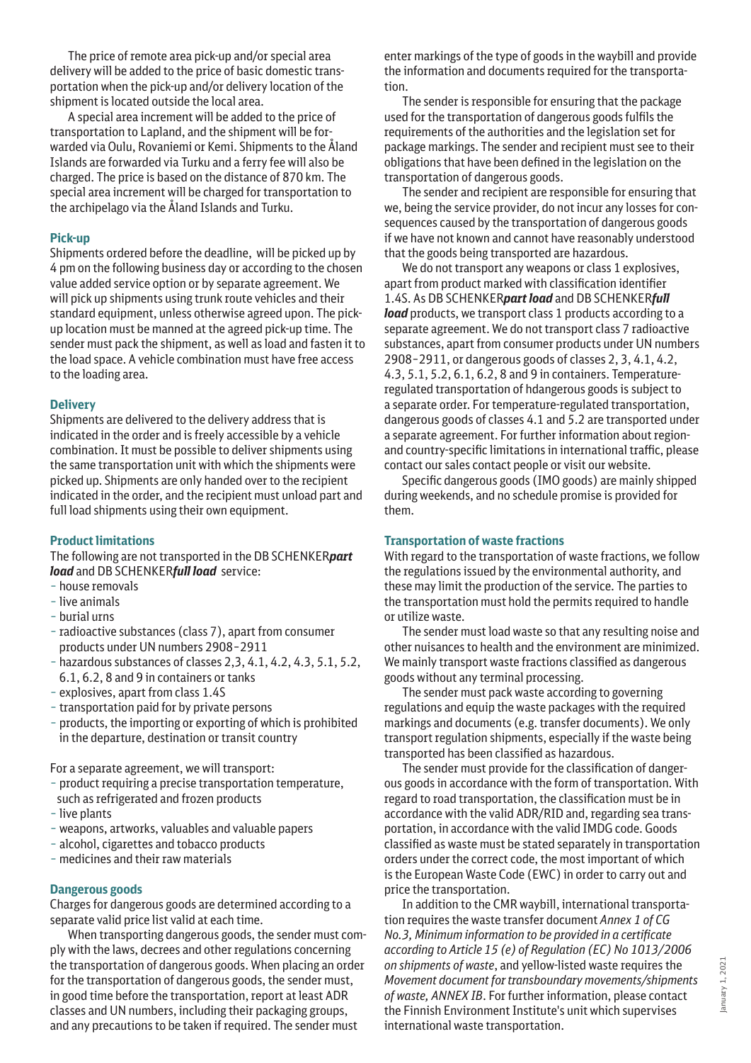The price of remote area pick-up and/or special area delivery will be added to the price of basic domestic transportation when the pick-up and/or delivery location of the shipment is located outside the local area.

A special area increment will be added to the price of transportation to Lapland, and the shipment will be forwarded via Oulu, Rovaniemi or Kemi. Shipments to the Åland Islands are forwarded via Turku and a ferry fee will also be charged. The price is based on the distance of 870 km. The special area increment will be charged for transportation to the archipelago via the Åland Islands and Turku.

### Pick-up

Shipments ordered before the deadline, will be picked up by 4 pm on the following business day or according to the chosen value added service option or by separate agreement. We will pick up shipments using trunk route vehicles and their standard equipment, unless otherwise agreed upon. The pick-up location must be manned at the agreed pick-up time. The sender must pack the shipment, as well as load and fasten it to the load space. A vehicle combination must have free access to the loading area.

### Delivery

Shipments are delivered to the delivery address that is indicated in the order and is freely accessible by a vehicle combination. It must be possible to deliver shipments using the same transportation unit with which the shipments were picked up. Shipments are only handed over to the recipient indicated in the order, and the recipient must unload part and full load shipments using their own equipment.

### Product limitations

The following are not transported in the DB SCHENKER***part load*** and DB SCHENKER***full load*** service:

- house removals
- live animals
- burial urns
- radioactive substances (class 7), apart from consumer products under UN numbers 2908–2911
- hazardous substances of classes 2,3, 4.1, 4.2, 4.3, 5.1, 5.2, 6.1, 6.2, 8 and 9 in containers or tanks
- explosives, apart from class 1.4S
- transportation paid for by private persons
- products, the importing or exporting of which is prohibited in the departure, destination or transit country

For a separate agreement, we will transport:

- product requiring a precise transportation temperature, such as refrigerated and frozen products
- live plants
- weapons, artworks, valuables and valuable papers
- alcohol, cigarettes and tobacco products
- medicines and their raw materials

### Dangerous goods

Charges for dangerous goods are determined according to a separate valid price list valid at each time.

When transporting dangerous goods, the sender must comply with the laws, decrees and other regulations concerning the transportation of dangerous goods. When placing an order for the transportation of dangerous goods, the sender must, in good time before the transportation, report at least ADR classes and UN numbers, including their packaging groups, and any precautions to be taken if required. The sender must enter markings of the type of goods in the waybill and provide the information and documents required for the transportation.

The sender is responsible for ensuring that the package used for the transportation of dangerous goods fulfils the requirements of the authorities and the legislation set for package markings. The sender and recipient must see to their obligations that have been defined in the legislation on the transportation of dangerous goods.

The sender and recipient are responsible for ensuring that we, being the service provider, do not incur any losses for consequences caused by the transportation of dangerous goods if we have not known and cannot have reasonably understood that the goods being transported are hazardous.

We do not transport any weapons or class 1 explosives, apart from product marked with classification identifier 1.4S. As DB SCHENKER***part load*** and DB SCHENKER***full load*** products, we transport class 1 products according to a separate agreement. We do not transport class 7 radioactive substances, apart from consumer products under UN numbers 2908–2911, or dangerous goods of classes 2, 3, 4.1, 4.2, 4.3, 5.1, 5.2, 6.1, 6.2, 8 and 9 in containers. Temperature-regulated transportation of hdangerous goods is subject to a separate order. For temperature-regulated transportation, dangerous goods of classes 4.1 and 5.2 are transported under a separate agreement. For further information about region- and country-specific limitations in international traffic, please contact our sales contact people or visit our website.

Specific dangerous goods (IMO goods) are mainly shipped during weekends, and no schedule promise is provided for them.

### Transportation of waste fractions

With regard to the transportation of waste fractions, we follow the regulations issued by the environmental authority, and these may limit the production of the service. The parties to the transportation must hold the permits required to handle or utilize waste.

The sender must load waste so that any resulting noise and other nuisances to health and the environment are minimized. We mainly transport waste fractions classified as dangerous goods without any terminal processing.

The sender must pack waste according to governing regulations and equip the waste packages with the required markings and documents (e.g. transfer documents). We only transport regulation shipments, especially if the waste being transported has been classified as hazardous.

The sender must provide for the classification of dangerous goods in accordance with the form of transportation. With regard to road transportation, the classification must be in accordance with the valid ADR/RID and, regarding sea transportation, in accordance with the valid IMDG code. Goods classified as waste must be stated separately in transportation orders under the correct code, the most important of which is the European Waste Code (EWC) in order to carry out and price the transportation.

In addition to the CMR waybill, international transportation requires the waste transfer document *Annex 1 of CG No.3, Minimum information to be provided in a certificate according to Article 15 (e) of Regulation (EC) No 1013/2006 on shipments of waste*, and yellow-listed waste requires the *Movement document for transboundary movements/shipments of waste, ANNEX IB*. For further information, please contact the Finnish Environment Institute's unit which supervises international waste transportation.

January 1, 2021